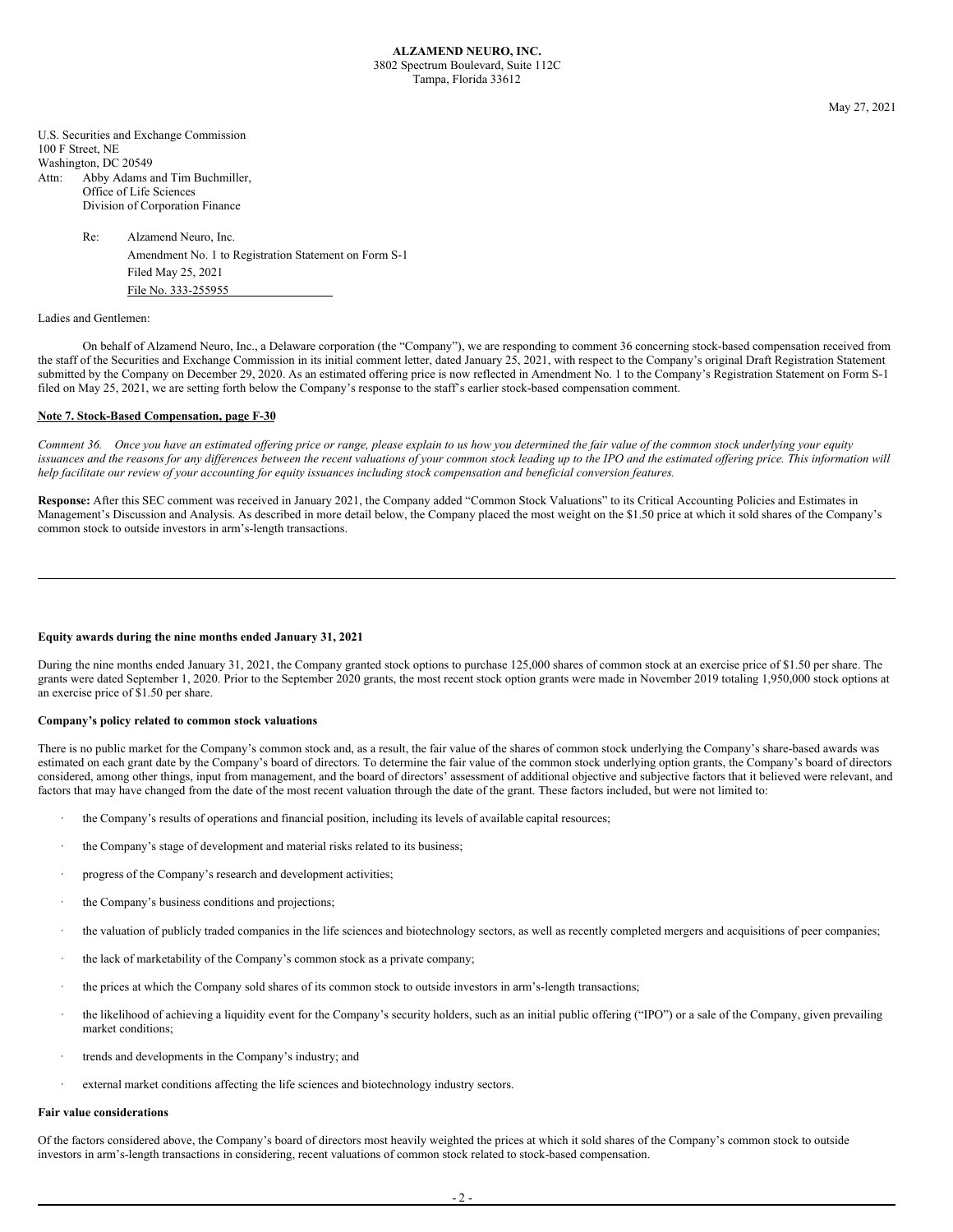**ALZAMEND NEURO, INC.**
3802 Spectrum Boulevard, Suite 112C
Tampa, Florida 33612

May 27, 2021

U.S. Securities and Exchange Commission
100 F Street, NE
Washington, DC 20549
Attn: Abby Adams and Tim Buchmiller,
Office of Life Sciences
Division of Corporation Finance

Re: Alzamend Neuro, Inc.
Amendment No. 1 to Registration Statement on Form S-1
Filed May 25, 2021
File No. 333-255955

Ladies and Gentlemen:

On behalf of Alzamend Neuro, Inc., a Delaware corporation (the "Company"), we are responding to comment 36 concerning stock-based compensation received from the staff of the Securities and Exchange Commission in its initial comment letter, dated January 25, 2021, with respect to the Company's original Draft Registration Statement submitted by the Company on December 29, 2020. As an estimated offering price is now reflected in Amendment No. 1 to the Company's Registration Statement on Form S-1 filed on May 25, 2021, we are setting forth below the Company's response to the staff's earlier stock-based compensation comment.

**Note 7. Stock-Based Compensation, page F-30**

*Comment 36. Once you have an estimated offering price or range, please explain to us how you determined the fair value of the common stock underlying your equity issuances and the reasons for any differences between the recent valuations of your common stock leading up to the IPO and the estimated offering price. This information will help facilitate our review of your accounting for equity issuances including stock compensation and beneficial conversion features.*

**Response:** After this SEC comment was received in January 2021, the Company added "Common Stock Valuations" to its Critical Accounting Policies and Estimates in Management's Discussion and Analysis. As described in more detail below, the Company placed the most weight on the $1.50 price at which it sold shares of the Company's common stock to outside investors in arm's-length transactions.

**Equity awards during the nine months ended January 31, 2021**

During the nine months ended January 31, 2021, the Company granted stock options to purchase 125,000 shares of common stock at an exercise price of $1.50 per share. The grants were dated September 1, 2020. Prior to the September 2020 grants, the most recent stock option grants were made in November 2019 totaling 1,950,000 stock options at an exercise price of $1.50 per share.

**Company's policy related to common stock valuations**

There is no public market for the Company's common stock and, as a result, the fair value of the shares of common stock underlying the Company's share-based awards was estimated on each grant date by the Company's board of directors. To determine the fair value of the common stock underlying option grants, the Company's board of directors considered, among other things, input from management, and the board of directors' assessment of additional objective and subjective factors that it believed were relevant, and factors that may have changed from the date of the most recent valuation through the date of the grant. These factors included, but were not limited to:

- the Company's results of operations and financial position, including its levels of available capital resources;
- the Company's stage of development and material risks related to its business;
- progress of the Company's research and development activities;
- the Company's business conditions and projections;
- the valuation of publicly traded companies in the life sciences and biotechnology sectors, as well as recently completed mergers and acquisitions of peer companies;
- the lack of marketability of the Company's common stock as a private company;
- the prices at which the Company sold shares of its common stock to outside investors in arm's-length transactions;
- the likelihood of achieving a liquidity event for the Company's security holders, such as an initial public offering ("IPO") or a sale of the Company, given prevailing market conditions;
- trends and developments in the Company's industry; and
- external market conditions affecting the life sciences and biotechnology industry sectors.

**Fair value considerations**

Of the factors considered above, the Company's board of directors most heavily weighted the prices at which it sold shares of the Company's common stock to outside investors in arm's-length transactions in considering, recent valuations of common stock related to stock-based compensation.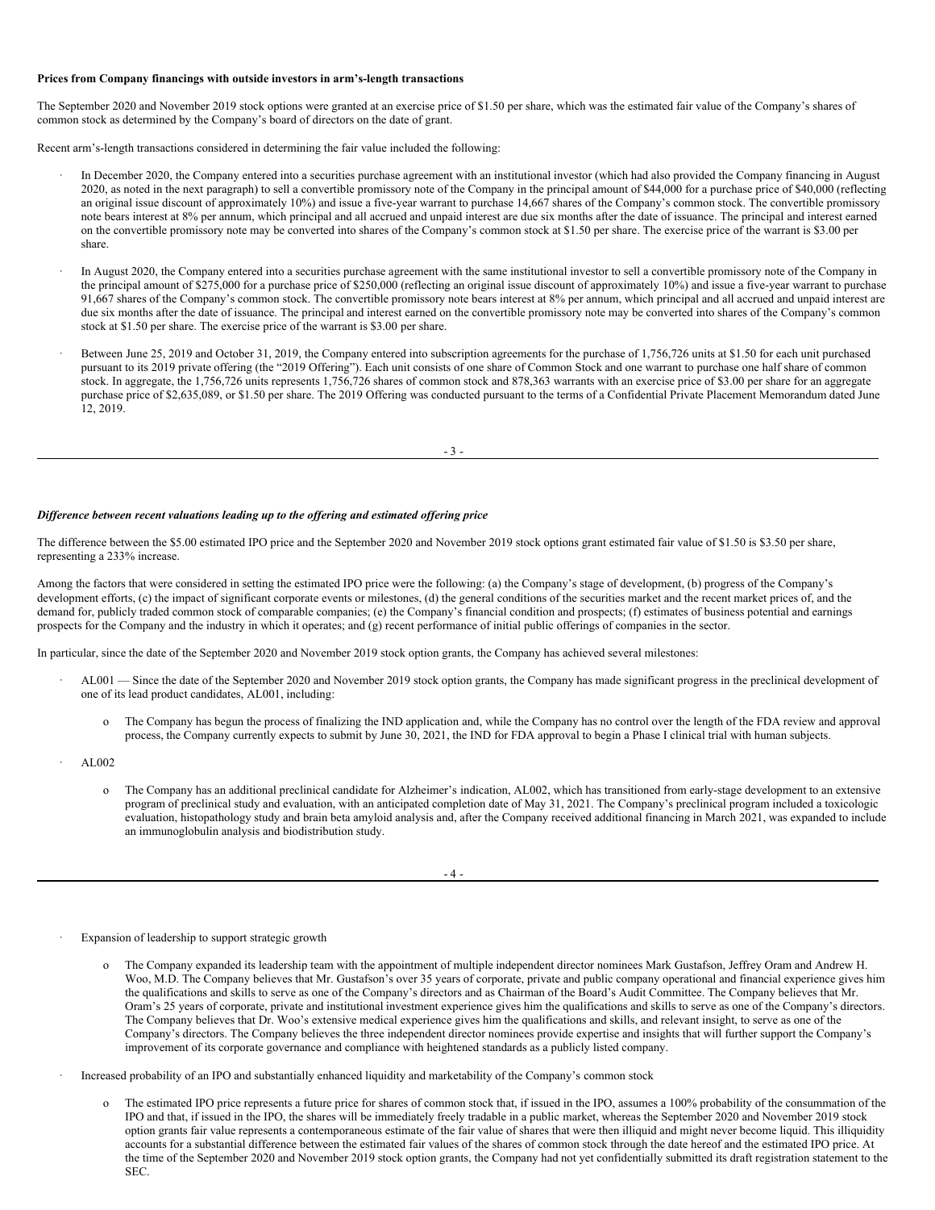**Prices from Company financings with outside investors in arm's-length transactions**

The September 2020 and November 2019 stock options were granted at an exercise price of $1.50 per share, which was the estimated fair value of the Company's shares of common stock as determined by the Company's board of directors on the date of grant.

Recent arm's-length transactions considered in determining the fair value included the following:

- In December 2020, the Company entered into a securities purchase agreement with an institutional investor (which had also provided the Company financing in August 2020, as noted in the next paragraph) to sell a convertible promissory note of the Company in the principal amount of $44,000 for a purchase price of $40,000 (reflecting an original issue discount of approximately 10%) and issue a five-year warrant to purchase 14,667 shares of the Company's common stock. The convertible promissory note bears interest at 8% per annum, which principal and all accrued and unpaid interest are due six months after the date of issuance. The principal and interest earned on the convertible promissory note may be converted into shares of the Company's common stock at $1.50 per share. The exercise price of the warrant is $3.00 per share.

- In August 2020, the Company entered into a securities purchase agreement with the same institutional investor to sell a convertible promissory note of the Company in the principal amount of $275,000 for a purchase price of $250,000 (reflecting an original issue discount of approximately 10%) and issue a five-year warrant to purchase 91,667 shares of the Company's common stock. The convertible promissory note bears interest at 8% per annum, which principal and all accrued and unpaid interest are due six months after the date of issuance. The principal and interest earned on the convertible promissory note may be converted into shares of the Company's common stock at $1.50 per share. The exercise price of the warrant is $3.00 per share.

- Between June 25, 2019 and October 31, 2019, the Company entered into subscription agreements for the purchase of 1,756,726 units at $1.50 for each unit purchased pursuant to its 2019 private offering (the "2019 Offering"). Each unit consists of one share of Common Stock and one warrant to purchase one half share of common stock. In aggregate, the 1,756,726 units represents 1,756,726 shares of common stock and 878,363 warrants with an exercise price of $3.00 per share for an aggregate purchase price of $2,635,089, or $1.50 per share. The 2019 Offering was conducted pursuant to the terms of a Confidential Private Placement Memorandum dated June 12, 2019.

***Difference between recent valuations leading up to the offering and estimated offering price***

The difference between the $5.00 estimated IPO price and the September 2020 and November 2019 stock options grant estimated fair value of $1.50 is $3.50 per share, representing a 233% increase.

Among the factors that were considered in setting the estimated IPO price were the following: (a) the Company's stage of development, (b) progress of the Company's development efforts, (c) the impact of significant corporate events or milestones, (d) the general conditions of the securities market and the recent market prices of, and the demand for, publicly traded common stock of comparable companies; (e) the Company's financial condition and prospects; (f) estimates of business potential and earnings prospects for the Company and the industry in which it operates; and (g) recent performance of initial public offerings of companies in the sector.

In particular, since the date of the September 2020 and November 2019 stock option grants, the Company has achieved several milestones:

- AL001 — Since the date of the September 2020 and November 2019 stock option grants, the Company has made significant progress in the preclinical development of one of its lead product candidates, AL001, including:
  - The Company has begun the process of finalizing the IND application and, while the Company has no control over the length of the FDA review and approval process, the Company currently expects to submit by June 30, 2021, the IND for FDA approval to begin a Phase I clinical trial with human subjects.
- AL002
  - The Company has an additional preclinical candidate for Alzheimer's indication, AL002, which has transitioned from early-stage development to an extensive program of preclinical study and evaluation, with an anticipated completion date of May 31, 2021. The Company's preclinical program included a toxicologic evaluation, histopathology study and brain beta amyloid analysis and, after the Company received additional financing in March 2021, was expanded to include an immunoglobulin analysis and biodistribution study.

- Expansion of leadership to support strategic growth
  - The Company expanded its leadership team with the appointment of multiple independent director nominees Mark Gustafson, Jeffrey Oram and Andrew H. Woo, M.D. The Company believes that Mr. Gustafson's over 35 years of corporate, private and public company operational and financial experience gives him the qualifications and skills to serve as one of the Company's directors and as Chairman of the Board's Audit Committee. The Company believes that Mr. Oram's 25 years of corporate, private and institutional investment experience gives him the qualifications and skills to serve as one of the Company's directors. The Company believes that Dr. Woo's extensive medical experience gives him the qualifications and skills, and relevant insight, to serve as one of the Company's directors. The Company believes the three independent director nominees provide expertise and insights that will further support the Company's improvement of its corporate governance and compliance with heightened standards as a publicly listed company.
- Increased probability of an IPO and substantially enhanced liquidity and marketability of the Company's common stock
  - The estimated IPO price represents a future price for shares of common stock that, if issued in the IPO, assumes a 100% probability of the consummation of the IPO and that, if issued in the IPO, the shares will be immediately freely tradable in a public market, whereas the September 2020 and November 2019 stock option grants fair value represents a contemporaneous estimate of the fair value of shares that were then illiquid and might never become liquid. This illiquidity accounts for a substantial difference between the estimated fair values of the shares of common stock through the date hereof and the estimated IPO price. At the time of the September 2020 and November 2019 stock option grants, the Company had not yet confidentially submitted its draft registration statement to the SEC.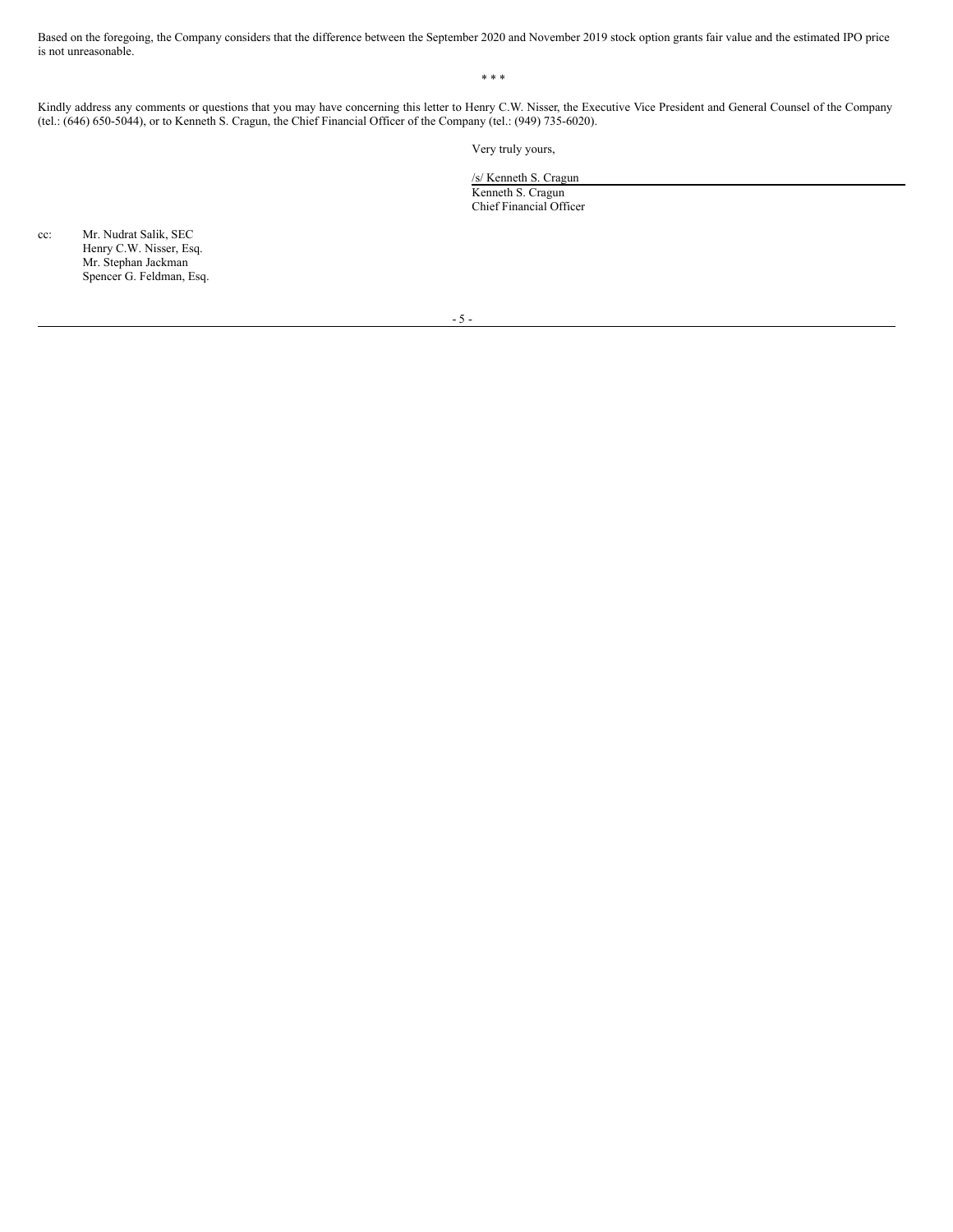Based on the foregoing, the Company considers that the difference between the September 2020 and November 2019 stock option grants fair value and the estimated IPO price is not unreasonable.

\* \* \*

Kindly address any comments or questions that you may have concerning this letter to Henry C.W. Nisser, the Executive Vice President and General Counsel of the Company (tel.: (646) 650-5044), or to Kenneth S. Cragun, the Chief Financial Officer of the Company (tel.: (949) 735-6020).

Very truly yours,

/s/ Kenneth S. Cragun

Kenneth S. Cragun
Chief Financial Officer

cc: Mr. Nudrat Salik, SEC
Henry C.W. Nisser, Esq.
Mr. Stephan Jackman
Spencer G. Feldman, Esq.